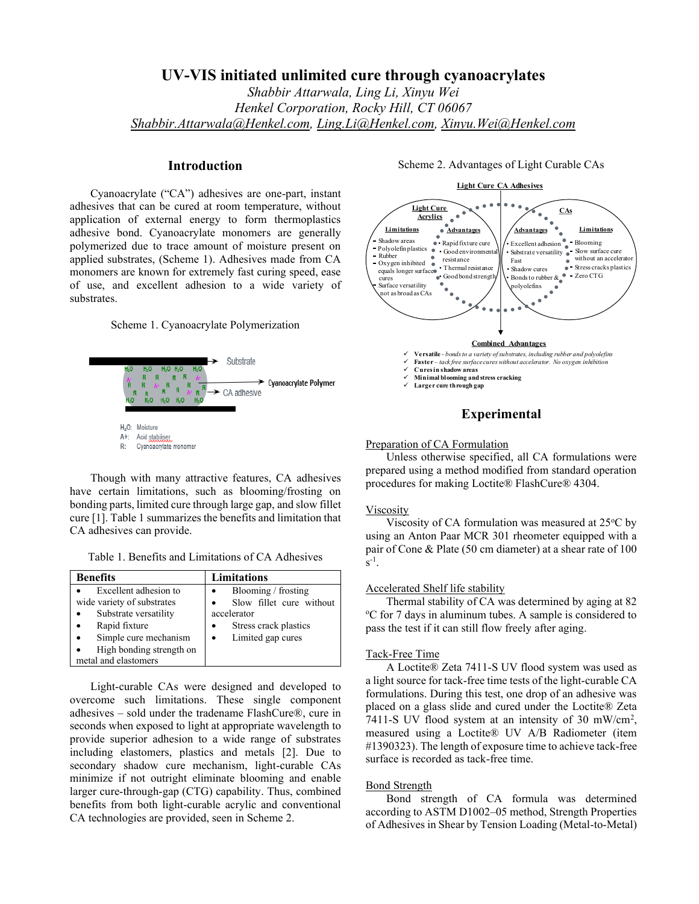# UV-VIS initiated unlimited cure through cyanoacrylates

*Shabbir Attarwala, Ling Li, Xinyu Wei*
*Henkel Corporation, Rocky Hill, CT 06067*
*Shabbir.Attarwala@Henkel.com, Ling.Li@Henkel.com, Xinyu.Wei@Henkel.com*

## Introduction

Cyanoacrylate ("CA") adhesives are one-part, instant adhesives that can be cured at room temperature, without application of external energy to form thermoplastics adhesive bond. Cyanoacrylate monomers are generally polymerized due to trace amount of moisture present on applied substrates, (Scheme 1). Adhesives made from CA monomers are known for extremely fast curing speed, ease of use, and excellent adhesion to a wide variety of substrates.

Scheme 1. Cyanoacrylate Polymerization

Substrate
Cyanoacrylate Polymer
CA adhesive

$H_2O$: Moisture
A+: Acid stabiliser
R: Cyanoacrylate monomer

Though with many attractive features, CA adhesives have certain limitations, such as blooming/frosting on bonding parts, limited cure through large gap, and slow fillet cure [1]. Table 1 summarizes the benefits and limitation that CA adhesives can provide.

Table 1. Benefits and Limitations of CA Adhesives

| Benefits | Limitations |
|---|---|
| • Excellent adhesion to wide variety of substrates<br>• Substrate versatility<br>• Rapid fixture<br>• Simple cure mechanism<br>• High bonding strength on metal and elastomers | • Blooming / frosting<br>• Slow fillet cure without accelerator<br>• Stress crack plastics<br>• Limited gap cures |

Light-curable CAs were designed and developed to overcome such limitations. These single component adhesives – sold under the tradename FlashCure®, cure in seconds when exposed to light at appropriate wavelength to provide superior adhesion to a wide range of substrates including elastomers, plastics and metals [2]. Due to secondary shadow cure mechanism, light-curable CAs minimize if not outright eliminate blooming and enable larger cure-through-gap (CTG) capability. Thus, combined benefits from both light-curable acrylic and conventional CA technologies are provided, seen in Scheme 2.

Scheme 2. Advantages of Light Curable CAs

**Light Cure CA Adhesives**

**Light Cure Acrylics**

Limitations:
- Shadow areas
- Polyolefin plastics
- Rubber
- Oxygen inhibited equals longer surface cures
- Surface versatility not as broad as CAs

Advantages:
- Rapid fixture cure
- Good environmental resistance
- Thermal resistance
- Good bond strength

**CAs**

Advantages:
- Excellent adhesion
- Substrate versatility
- Fast
- Shadow cures
- Bonds to rubber & polyolefins

Limitations:
- Blooming
- Slow surface cure without an accelerator
- Stress cracks plastics
- Zero CTG

**Combined Advantages**

- ✓ **Versatile** - *bonds to a variety of substrates, including rubber and polyolefins*
- ✓ **Faster** – *tack free surface cures without accelerator. No oxygen inhibition*
- ✓ **Cures in shadow areas**
- ✓ **Minimal blooming and stress cracking**
- ✓ **Larger cure through gap**

## Experimental

Preparation of CA Formulation

Unless otherwise specified, all CA formulations were prepared using a method modified from standard operation procedures for making Loctite® FlashCure® 4304.

Viscosity

Viscosity of CA formulation was measured at 25°C by using an Anton Paar MCR 301 rheometer equipped with a pair of Cone & Plate (50 cm diameter) at a shear rate of 100 $s^{-1}$.

Accelerated Shelf life stability

Thermal stability of CA was determined by aging at 82 °C for 7 days in aluminum tubes. A sample is considered to pass the test if it can still flow freely after aging.

Tack-Free Time

A Loctite® Zeta 7411-S UV flood system was used as a light source for tack-free time tests of the light-curable CA formulations. During this test, one drop of an adhesive was placed on a glass slide and cured under the Loctite® Zeta 7411-S UV flood system at an intensity of 30 mW/$cm^2$, measured using a Loctite® UV A/B Radiometer (item #1390323). The length of exposure time to achieve tack-free surface is recorded as tack-free time.

Bond Strength

Bond strength of CA formula was determined according to ASTM D1002–05 method, Strength Properties of Adhesives in Shear by Tension Loading (Metal-to-Metal)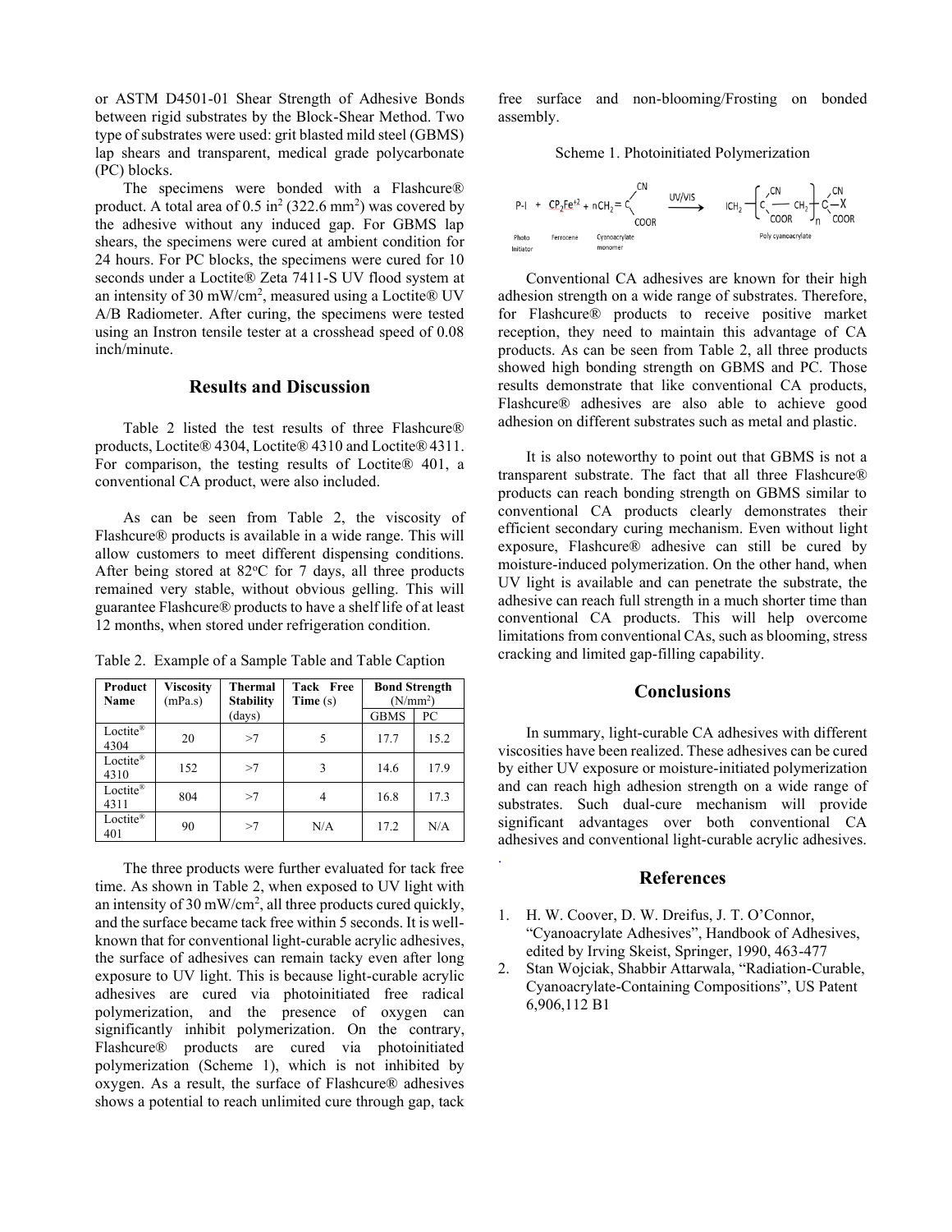or ASTM D4501-01 Shear Strength of Adhesive Bonds between rigid substrates by the Block-Shear Method. Two type of substrates were used: grit blasted mild steel (GBMS) lap shears and transparent, medical grade polycarbonate (PC) blocks.

The specimens were bonded with a Flashcure® product. A total area of 0.5 in$^2$ (322.6 mm$^2$) was covered by the adhesive without any induced gap. For GBMS lap shears, the specimens were cured at ambient condition for 24 hours. For PC blocks, the specimens were cured for 10 seconds under a Loctite® Zeta 7411-S UV flood system at an intensity of 30 mW/cm$^2$, measured using a Loctite® UV A/B Radiometer. After curing, the specimens were tested using an Instron tensile tester at a crosshead speed of 0.08 inch/minute.

## Results and Discussion

Table 2 listed the test results of three Flashcure® products, Loctite® 4304, Loctite® 4310 and Loctite® 4311. For comparison, the testing results of Loctite® 401, a conventional CA product, were also included.

As can be seen from Table 2, the viscosity of Flashcure® products is available in a wide range. This will allow customers to meet different dispensing conditions. After being stored at 82$^o$C for 7 days, all three products remained very stable, without obvious gelling. This will guarantee Flashcure® products to have a shelf life of at least 12 months, when stored under refrigeration condition.

Table 2. Example of a Sample Table and Table Caption

| Product Name | Viscosity (mPa.s) | Thermal Stability (days) | Tack Free Time (s) | Bond Strength (N/mm$^2$) | |
|---|---|---|---|---|---|
| | | | | GBMS | PC |
| Loctite® 4304 | 20 | >7 | 5 | 17.7 | 15.2 |
| Loctite® 4310 | 152 | >7 | 3 | 14.6 | 17.9 |
| Loctite® 4311 | 804 | >7 | 4 | 16.8 | 17.3 |
| Loctite® 401 | 90 | >7 | N/A | 17.2 | N/A |

The three products were further evaluated for tack free time. As shown in Table 2, when exposed to UV light with an intensity of 30 mW/cm$^2$, all three products cured quickly, and the surface became tack free within 5 seconds. It is well-known that for conventional light-curable acrylic adhesives, the surface of adhesives can remain tacky even after long exposure to UV light. This is because light-curable acrylic adhesives are cured via photoinitiated free radical polymerization, and the presence of oxygen can significantly inhibit polymerization. On the contrary, Flashcure® products are cured via photoinitiated polymerization (Scheme 1), which is not inhibited by oxygen. As a result, the surface of Flashcure® adhesives shows a potential to reach unlimited cure through gap, tack free surface and non-blooming/Frosting on bonded assembly.

Scheme 1. Photoinitiated Polymerization

$$\text{P-I} + Cp_2Fe^{+2} + nCH_2=C(CN)(COOR) \xrightarrow{UV/VIS} ICH_2-[C(CN)(COOR)-CH_2]_n-C(CN)(COOR)-X$$

Photo Initiator — Ferrocene — Cyanoacrylate monomer — Poly cyanoacrylate

Conventional CA adhesives are known for their high adhesion strength on a wide range of substrates. Therefore, for Flashcure® products to receive positive market reception, they need to maintain this advantage of CA products. As can be seen from Table 2, all three products showed high bonding strength on GBMS and PC. Those results demonstrate that like conventional CA products, Flashcure® adhesives are also able to achieve good adhesion on different substrates such as metal and plastic.

It is also noteworthy to point out that GBMS is not a transparent substrate. The fact that all three Flashcure® products can reach bonding strength on GBMS similar to conventional CA products clearly demonstrates their efficient secondary curing mechanism. Even without light exposure, Flashcure® adhesive can still be cured by moisture-induced polymerization. On the other hand, when UV light is available and can penetrate the substrate, the adhesive can reach full strength in a much shorter time than conventional CA products. This will help overcome limitations from conventional CAs, such as blooming, stress cracking and limited gap-filling capability.

## Conclusions

In summary, light-curable CA adhesives with different viscosities have been realized. These adhesives can be cured by either UV exposure or moisture-initiated polymerization and can reach high adhesion strength on a wide range of substrates. Such dual-cure mechanism will provide significant advantages over both conventional CA adhesives and conventional light-curable acrylic adhesives.

## References

1. H. W. Coover, D. W. Dreifus, J. T. O'Connor, "Cyanoacrylate Adhesives", Handbook of Adhesives, edited by Irving Skeist, Springer, 1990, 463-477
2. Stan Wojciak, Shabbir Attarwala, "Radiation-Curable, Cyanoacrylate-Containing Compositions", US Patent 6,906,112 B1